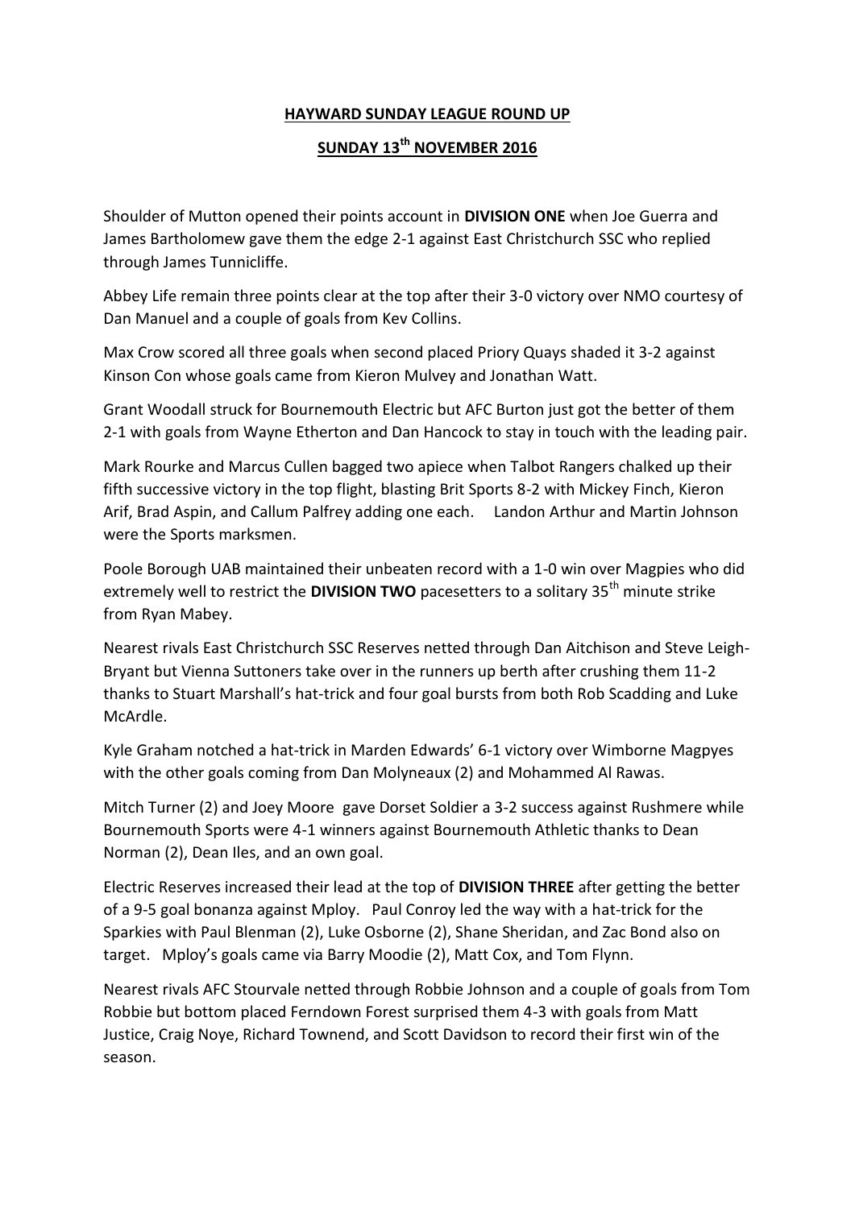# HAYWARD SUNDAY LEAGUE ROUND UP

## SUNDAY 13th NOVEMBER 2016

Shoulder of Mutton opened their points account in **DIVISION ONE** when Joe Guerra and James Bartholomew gave them the edge 2-1 against East Christchurch SSC who replied through James Tunnicliffe.

Abbey Life remain three points clear at the top after their 3-0 victory over NMO courtesy of Dan Manuel and a couple of goals from Kev Collins.

Max Crow scored all three goals when second placed Priory Quays shaded it 3-2 against Kinson Con whose goals came from Kieron Mulvey and Jonathan Watt.

Grant Woodall struck for Bournemouth Electric but AFC Burton just got the better of them 2-1 with goals from Wayne Etherton and Dan Hancock to stay in touch with the leading pair.

Mark Rourke and Marcus Cullen bagged two apiece when Talbot Rangers chalked up their fifth successive victory in the top flight, blasting Brit Sports 8-2 with Mickey Finch, Kieron Arif, Brad Aspin, and Callum Palfrey adding one each. Landon Arthur and Martin Johnson were the Sports marksmen.

Poole Borough UAB maintained their unbeaten record with a 1-0 win over Magpies who did extremely well to restrict the **DIVISION TWO** pacesetters to a solitary 35th minute strike from Ryan Mabey.

Nearest rivals East Christchurch SSC Reserves netted through Dan Aitchison and Steve Leigh-Bryant but Vienna Suttoners take over in the runners up berth after crushing them 11-2 thanks to Stuart Marshall's hat-trick and four goal bursts from both Rob Scadding and Luke McArdle.

Kyle Graham notched a hat-trick in Marden Edwards' 6-1 victory over Wimborne Magpyes with the other goals coming from Dan Molyneaux (2) and Mohammed Al Rawas.

Mitch Turner (2) and Joey Moore gave Dorset Soldier a 3-2 success against Rushmere while Bournemouth Sports were 4-1 winners against Bournemouth Athletic thanks to Dean Norman (2), Dean Iles, and an own goal.

Electric Reserves increased their lead at the top of **DIVISION THREE** after getting the better of a 9-5 goal bonanza against Mploy. Paul Conroy led the way with a hat-trick for the Sparkies with Paul Blenman (2), Luke Osborne (2), Shane Sheridan, and Zac Bond also on target. Mploy's goals came via Barry Moodie (2), Matt Cox, and Tom Flynn.

Nearest rivals AFC Stourvale netted through Robbie Johnson and a couple of goals from Tom Robbie but bottom placed Ferndown Forest surprised them 4-3 with goals from Matt Justice, Craig Noye, Richard Townend, and Scott Davidson to record their first win of the season.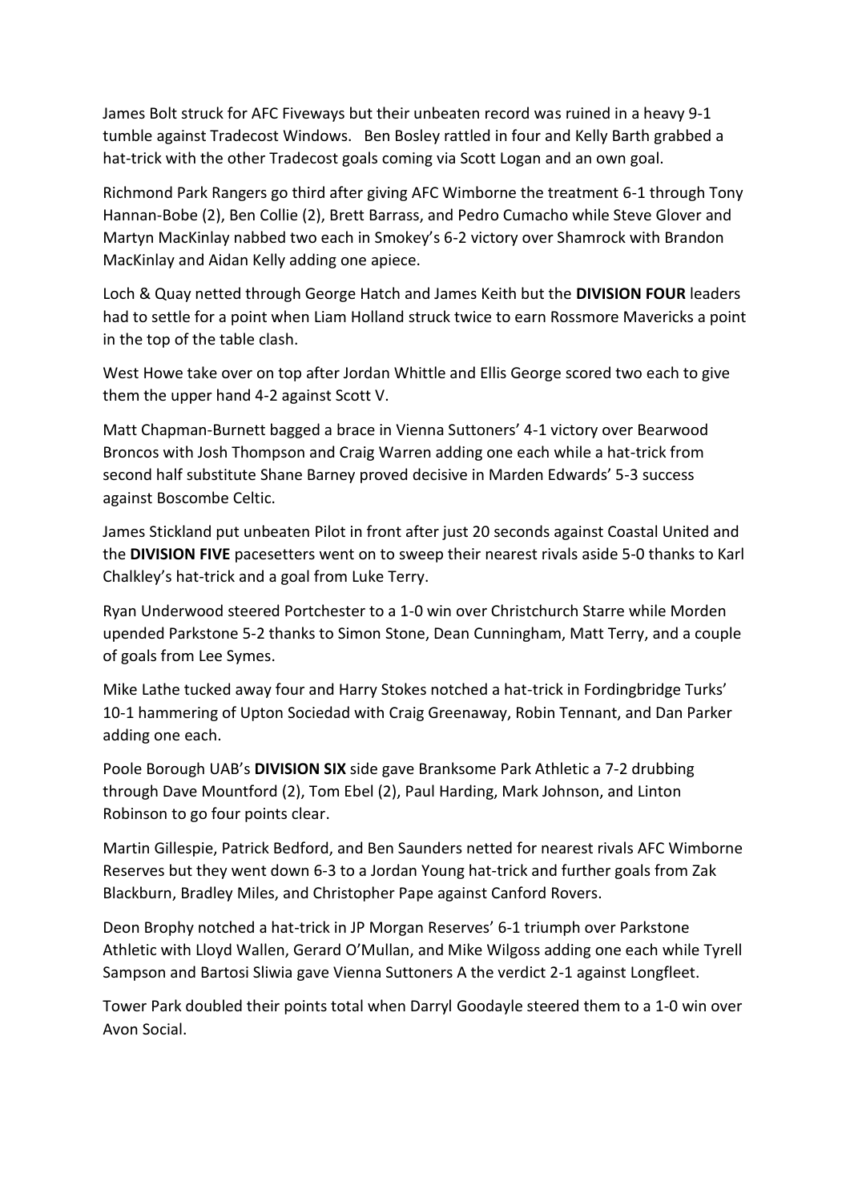James Bolt struck for AFC Fiveways but their unbeaten record was ruined in a heavy 9-1 tumble against Tradecost Windows. Ben Bosley rattled in four and Kelly Barth grabbed a hat-trick with the other Tradecost goals coming via Scott Logan and an own goal.

Richmond Park Rangers go third after giving AFC Wimborne the treatment 6-1 through Tony Hannan-Bobe (2), Ben Collie (2), Brett Barrass, and Pedro Cumacho while Steve Glover and Martyn MacKinlay nabbed two each in Smokey's 6-2 victory over Shamrock with Brandon MacKinlay and Aidan Kelly adding one apiece.

Loch & Quay netted through George Hatch and James Keith but the **DIVISION FOUR** leaders had to settle for a point when Liam Holland struck twice to earn Rossmore Mavericks a point in the top of the table clash.

West Howe take over on top after Jordan Whittle and Ellis George scored two each to give them the upper hand 4-2 against Scott V.

Matt Chapman-Burnett bagged a brace in Vienna Suttoners' 4-1 victory over Bearwood Broncos with Josh Thompson and Craig Warren adding one each while a hat-trick from second half substitute Shane Barney proved decisive in Marden Edwards' 5-3 success against Boscombe Celtic.

James Stickland put unbeaten Pilot in front after just 20 seconds against Coastal United and the **DIVISION FIVE** pacesetters went on to sweep their nearest rivals aside 5-0 thanks to Karl Chalkley's hat-trick and a goal from Luke Terry.

Ryan Underwood steered Portchester to a 1-0 win over Christchurch Starre while Morden upended Parkstone 5-2 thanks to Simon Stone, Dean Cunningham, Matt Terry, and a couple of goals from Lee Symes.

Mike Lathe tucked away four and Harry Stokes notched a hat-trick in Fordingbridge Turks' 10-1 hammering of Upton Sociedad with Craig Greenaway, Robin Tennant, and Dan Parker adding one each.

Poole Borough UAB's **DIVISION SIX** side gave Branksome Park Athletic a 7-2 drubbing through Dave Mountford (2), Tom Ebel (2), Paul Harding, Mark Johnson, and Linton Robinson to go four points clear.

Martin Gillespie, Patrick Bedford, and Ben Saunders netted for nearest rivals AFC Wimborne Reserves but they went down 6-3 to a Jordan Young hat-trick and further goals from Zak Blackburn, Bradley Miles, and Christopher Pape against Canford Rovers.

Deon Brophy notched a hat-trick in JP Morgan Reserves' 6-1 triumph over Parkstone Athletic with Lloyd Wallen, Gerard O'Mullan, and Mike Wilgoss adding one each while Tyrell Sampson and Bartosi Sliwia gave Vienna Suttoners A the verdict 2-1 against Longfleet.

Tower Park doubled their points total when Darryl Goodayle steered them to a 1-0 win over Avon Social.